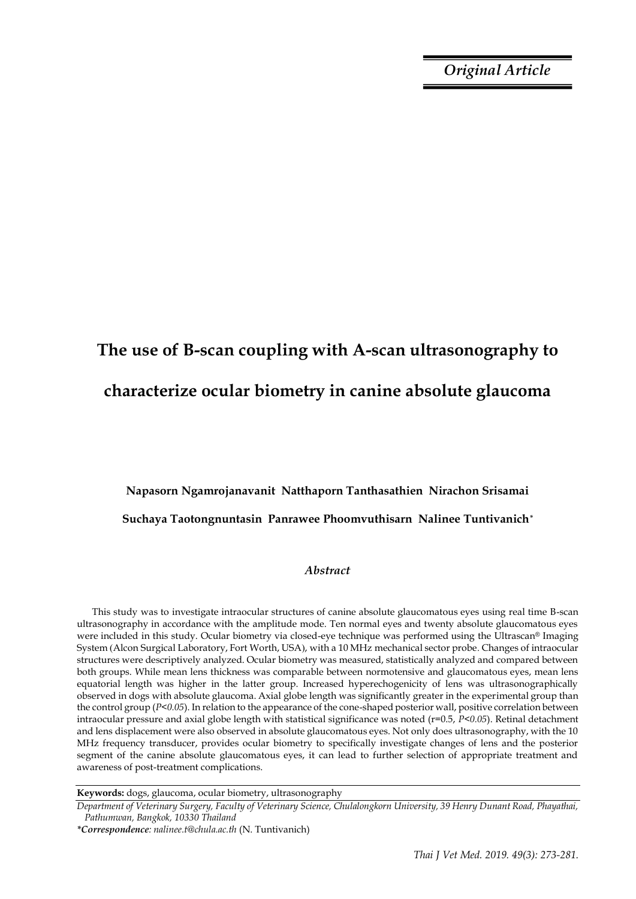*Original Article*

# The use of B-scan coupling with A-scan ultrasonography to characterize ocular biometry in canine absolute glaucoma

**Napasorn Ngamrojanavanit Natthaporn Tanthasathien Nirachon Srisamai**

**Suchaya Taotongnuntasin Panrawee Phoomvuthisarn Nalinee Tuntivanich***

### *Abstract*

This study was to investigate intraocular structures of canine absolute glaucomatous eyes using real time B-scan ultrasonography in accordance with the amplitude mode. Ten normal eyes and twenty absolute glaucomatous eyes were included in this study. Ocular biometry via closed-eye technique was performed using the Ultrascan® Imaging System (Alcon Surgical Laboratory, Fort Worth, USA), with a 10 MHz mechanical sector probe. Changes of intraocular structures were descriptively analyzed. Ocular biometry was measured, statistically analyzed and compared between both groups. While mean lens thickness was comparable between normotensive and glaucomatous eyes, mean lens equatorial length was higher in the latter group. Increased hyperechogenicity of lens was ultrasonographically observed in dogs with absolute glaucoma. Axial globe length was significantly greater in the experimental group than the control group ($P<0.05$). In relation to the appearance of the cone-shaped posterior wall, positive correlation between intraocular pressure and axial globe length with statistical significance was noted ($r=0.5$, $P<0.05$). Retinal detachment and lens displacement were also observed in absolute glaucomatous eyes. Not only does ultrasonography, with the 10 MHz frequency transducer, provides ocular biometry to specifically investigate changes of lens and the posterior segment of the canine absolute glaucomatous eyes, it can lead to further selection of appropriate treatment and awareness of post-treatment complications.

**Keywords:** dogs, glaucoma, ocular biometry, ultrasonography

*Department of Veterinary Surgery, Faculty of Veterinary Science, Chulalongkorn University, 39 Henry Dunant Road, Phayathai, Pathumwan, Bangkok, 10330 Thailand*

***Correspondence**: nalinee.t@chula.ac.th* (N. Tuntivanich)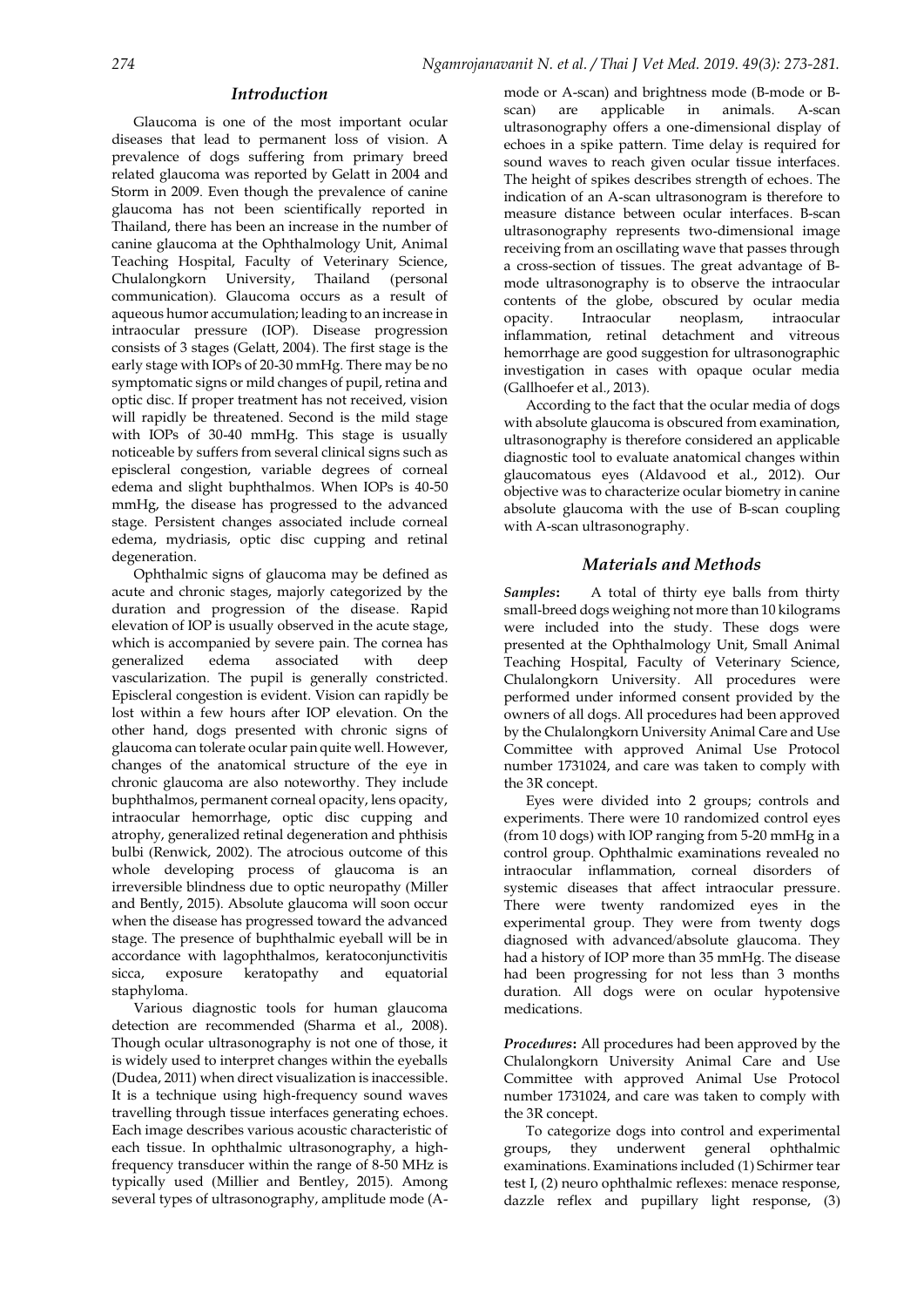## Introduction

Glaucoma is one of the most important ocular diseases that lead to permanent loss of vision. A prevalence of dogs suffering from primary breed related glaucoma was reported by Gelatt in 2004 and Storm in 2009. Even though the prevalence of canine glaucoma has not been scientifically reported in Thailand, there has been an increase in the number of canine glaucoma at the Ophthalmology Unit, Animal Teaching Hospital, Faculty of Veterinary Science, Chulalongkorn University, Thailand (personal communication). Glaucoma occurs as a result of aqueous humor accumulation; leading to an increase in intraocular pressure (IOP). Disease progression consists of 3 stages (Gelatt, 2004). The first stage is the early stage with IOPs of 20-30 mmHg. There may be no symptomatic signs or mild changes of pupil, retina and optic disc. If proper treatment has not received, vision will rapidly be threatened. Second is the mild stage with IOPs of 30-40 mmHg. This stage is usually noticeable by suffers from several clinical signs such as episcleral congestion, variable degrees of corneal edema and slight buphthalmos. When IOPs is 40-50 mmHg, the disease has progressed to the advanced stage. Persistent changes associated include corneal edema, mydriasis, optic disc cupping and retinal degeneration.

Ophthalmic signs of glaucoma may be defined as acute and chronic stages, majorly categorized by the duration and progression of the disease. Rapid elevation of IOP is usually observed in the acute stage, which is accompanied by severe pain. The cornea has generalized edema associated with deep vascularization. The pupil is generally constricted. Episcleral congestion is evident. Vision can rapidly be lost within a few hours after IOP elevation. On the other hand, dogs presented with chronic signs of glaucoma can tolerate ocular pain quite well. However, changes of the anatomical structure of the eye in chronic glaucoma are also noteworthy. They include buphthalmos, permanent corneal opacity, lens opacity, intraocular hemorrhage, optic disc cupping and atrophy, generalized retinal degeneration and phthisis bulbi (Renwick, 2002). The atrocious outcome of this whole developing process of glaucoma is an irreversible blindness due to optic neuropathy (Miller and Bently, 2015). Absolute glaucoma will soon occur when the disease has progressed toward the advanced stage. The presence of buphthalmic eyeball will be in accordance with lagophthalmos, keratoconjunctivitis sicca, exposure keratopathy and equatorial staphyloma.

Various diagnostic tools for human glaucoma detection are recommended (Sharma et al., 2008). Though ocular ultrasonography is not one of those, it is widely used to interpret changes within the eyeballs (Dudea, 2011) when direct visualization is inaccessible. It is a technique using high-frequency sound waves travelling through tissue interfaces generating echoes. Each image describes various acoustic characteristic of each tissue. In ophthalmic ultrasonography, a high-frequency transducer within the range of 8-50 MHz is typically used (Millier and Bentley, 2015). Among several types of ultrasonography, amplitude mode (A-mode or A-scan) and brightness mode (B-mode or B-scan) are applicable in animals. A-scan ultrasonography offers a one-dimensional display of echoes in a spike pattern. Time delay is required for sound waves to reach given ocular tissue interfaces. The height of spikes describes strength of echoes. The indication of an A-scan ultrasonogram is therefore to measure distance between ocular interfaces. B-scan ultrasonography represents two-dimensional image receiving from an oscillating wave that passes through a cross-section of tissues. The great advantage of B-mode ultrasonography is to observe the intraocular contents of the globe, obscured by ocular media opacity. Intraocular neoplasm, intraocular inflammation, retinal detachment and vitreous hemorrhage are good suggestion for ultrasonographic investigation in cases with opaque ocular media (Gallhoefer et al., 2013).

According to the fact that the ocular media of dogs with absolute glaucoma is obscured from examination, ultrasonography is therefore considered an applicable diagnostic tool to evaluate anatomical changes within glaucomatous eyes (Aldavood et al., 2012). Our objective was to characterize ocular biometry in canine absolute glaucoma with the use of B-scan coupling with A-scan ultrasonography.

## Materials and Methods

***Samples*:** A total of thirty eye balls from thirty small-breed dogs weighing not more than 10 kilograms were included into the study. These dogs were presented at the Ophthalmology Unit, Small Animal Teaching Hospital, Faculty of Veterinary Science, Chulalongkorn University. All procedures were performed under informed consent provided by the owners of all dogs. All procedures had been approved by the Chulalongkorn University Animal Care and Use Committee with approved Animal Use Protocol number 1731024, and care was taken to comply with the 3R concept.

Eyes were divided into 2 groups; controls and experiments. There were 10 randomized control eyes (from 10 dogs) with IOP ranging from 5-20 mmHg in a control group. Ophthalmic examinations revealed no intraocular inflammation, corneal disorders of systemic diseases that affect intraocular pressure. There were twenty randomized eyes in the experimental group. They were from twenty dogs diagnosed with advanced/absolute glaucoma. They had a history of IOP more than 35 mmHg. The disease had been progressing for not less than 3 months duration. All dogs were on ocular hypotensive medications.

***Procedures*:** All procedures had been approved by the Chulalongkorn University Animal Care and Use Committee with approved Animal Use Protocol number 1731024, and care was taken to comply with the 3R concept.

To categorize dogs into control and experimental groups, they underwent general ophthalmic examinations. Examinations included (1) Schirmer tear test I, (2) neuro ophthalmic reflexes: menace response, dazzle reflex and pupillary light response, (3)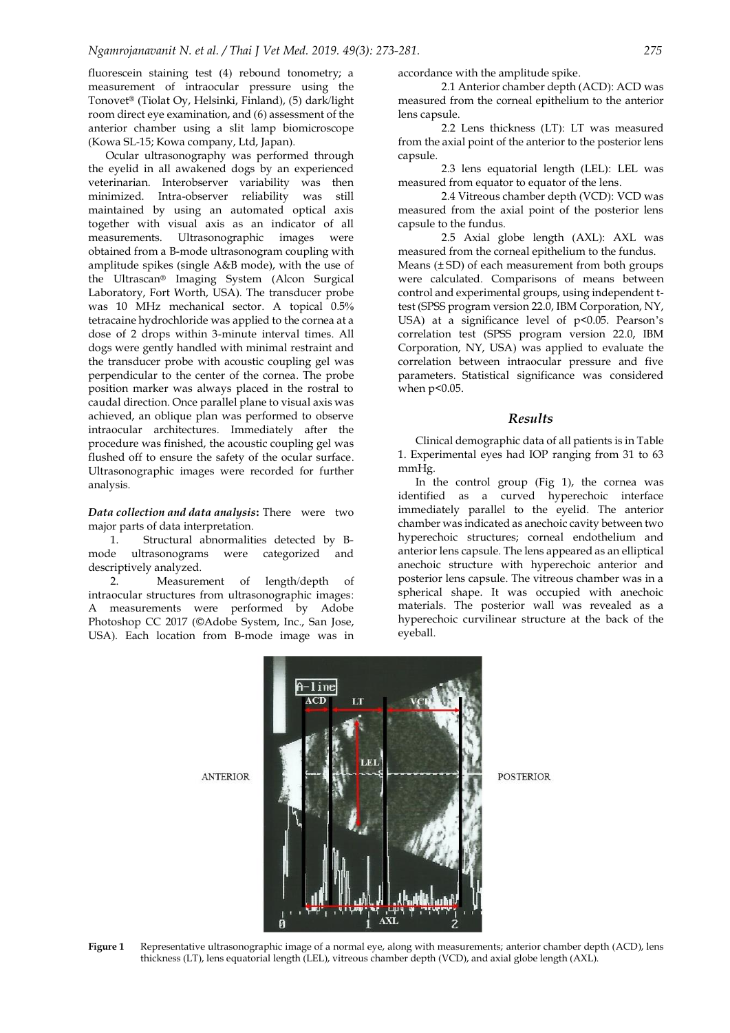fluorescein staining test (4) rebound tonometry; a measurement of intraocular pressure using the Tonovet® (Tiolat Oy, Helsinki, Finland), (5) dark/light room direct eye examination, and (6) assessment of the anterior chamber using a slit lamp biomicroscope (Kowa SL-15; Kowa company, Ltd, Japan).

Ocular ultrasonography was performed through the eyelid in all awakened dogs by an experienced veterinarian. Interobserver variability was then minimized. Intra-observer reliability was still maintained by using an automated optical axis together with visual axis as an indicator of all measurements. Ultrasonographic images were obtained from a B-mode ultrasonogram coupling with amplitude spikes (single A&B mode), with the use of the Ultrascan® Imaging System (Alcon Surgical Laboratory, Fort Worth, USA). The transducer probe was 10 MHz mechanical sector. A topical 0.5% tetracaine hydrochloride was applied to the cornea at a dose of 2 drops within 3-minute interval times. All dogs were gently handled with minimal restraint and the transducer probe with acoustic coupling gel was perpendicular to the center of the cornea. The probe position marker was always placed in the rostral to caudal direction. Once parallel plane to visual axis was achieved, an oblique plan was performed to observe intraocular architectures. Immediately after the procedure was finished, the acoustic coupling gel was flushed off to ensure the safety of the ocular surface. Ultrasonographic images were recorded for further analysis.

***Data collection and data analysis*:** There were two major parts of data interpretation.

1. Structural abnormalities detected by B-mode ultrasonograms were categorized and descriptively analyzed.
2. Measurement of length/depth of intraocular structures from ultrasonographic images: A measurements were performed by Adobe Photoshop CC 2017 (©Adobe System, Inc., San Jose, USA). Each location from B-mode image was in accordance with the amplitude spike.

2.1 Anterior chamber depth (ACD): ACD was measured from the corneal epithelium to the anterior lens capsule.

2.2 Lens thickness (LT): LT was measured from the axial point of the anterior to the posterior lens capsule.

2.3 lens equatorial length (LEL): LEL was measured from equator to equator of the lens.

2.4 Vitreous chamber depth (VCD): VCD was measured from the axial point of the posterior lens capsule to the fundus.

2.5 Axial globe length (AXL): AXL was measured from the corneal epithelium to the fundus.

Means (± SD) of each measurement from both groups were calculated. Comparisons of means between control and experimental groups, using independent t-test (SPSS program version 22.0, IBM Corporation, NY, USA) at a significance level of $p<0.05$. Pearson's correlation test (SPSS program version 22.0, IBM Corporation, NY, USA) was applied to evaluate the correlation between intraocular pressure and five parameters. Statistical significance was considered when $p<0.05$.

## *Results*

Clinical demographic data of all patients is in Table 1. Experimental eyes had IOP ranging from 31 to 63 mmHg.

In the control group (Fig 1), the cornea was identified as a curved hyperechoic interface immediately parallel to the eyelid. The anterior chamber was indicated as anechoic cavity between two hyperechoic structures; corneal endothelium and anterior lens capsule. The lens appeared as an elliptical anechoic structure with hyperechoic anterior and posterior lens capsule. The vitreous chamber was in a spherical shape. It was occupied with anechoic materials. The posterior wall was revealed as a hyperechoic curvilinear structure at the back of the eyeball.

**Figure 1** Representative ultrasonographic image of a normal eye, along with measurements; anterior chamber depth (ACD), lens thickness (LT), lens equatorial length (LEL), vitreous chamber depth (VCD), and axial globe length (AXL).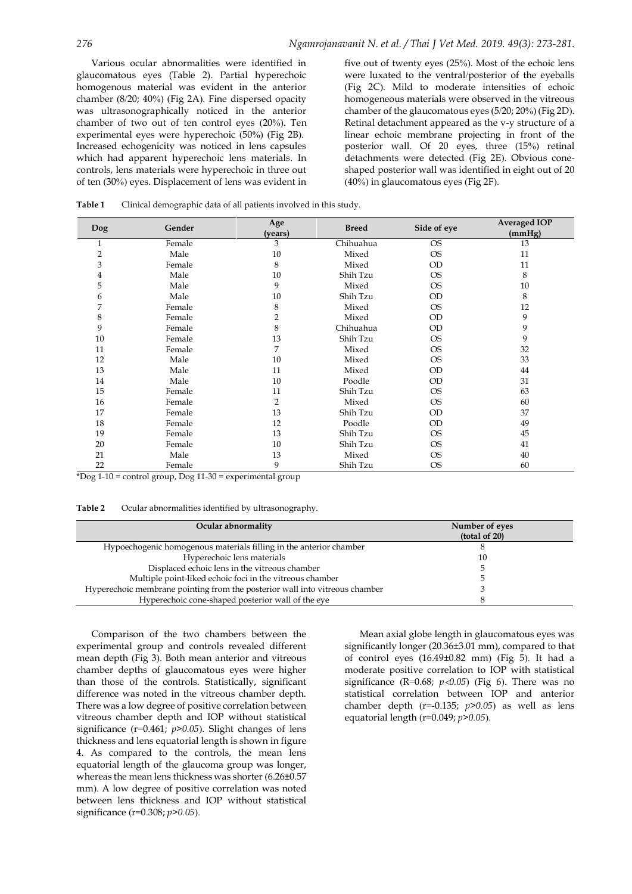Various ocular abnormalities were identified in glaucomatous eyes (Table 2). Partial hyperechoic homogenous material was evident in the anterior chamber (8/20; 40%) (Fig 2A). Fine dispersed opacity was ultrasonographically noticed in the anterior chamber of two out of ten control eyes (20%). Ten experimental eyes were hyperechoic (50%) (Fig 2B). Increased echogenicity was noticed in lens capsules which had apparent hyperechoic lens materials. In controls, lens materials were hyperechoic in three out of ten (30%) eyes. Displacement of lens was evident in five out of twenty eyes (25%). Most of the echoic lens were luxated to the ventral/posterior of the eyeballs (Fig 2C). Mild to moderate intensities of echoic homogeneous materials were observed in the vitreous chamber of the glaucomatous eyes (5/20; 20%) (Fig 2D). Retinal detachment appeared as the v-y structure of a linear echoic membrane projecting in front of the posterior wall. Of 20 eyes, three (15%) retinal detachments were detected (Fig 2E). Obvious cone-shaped posterior wall was identified in eight out of 20 (40%) in glaucomatous eyes (Fig 2F).

**Table 1** Clinical demographic data of all patients involved in this study.

| Dog | Gender | Age (years) | Breed | Side of eye | Averaged IOP (mmHg) |
|---|---|---|---|---|---|
| 1 | Female | 3 | Chihuahua | OS | 13 |
| 2 | Male | 10 | Mixed | OS | 11 |
| 3 | Female | 8 | Mixed | OD | 11 |
| 4 | Male | 10 | Shih Tzu | OS | 8 |
| 5 | Male | 9 | Mixed | OS | 10 |
| 6 | Male | 10 | Shih Tzu | OD | 8 |
| 7 | Female | 8 | Mixed | OS | 12 |
| 8 | Female | 2 | Mixed | OD | 9 |
| 9 | Female | 8 | Chihuahua | OD | 9 |
| 10 | Female | 13 | Shih Tzu | OS | 9 |
| 11 | Female | 7 | Mixed | OS | 32 |
| 12 | Male | 10 | Mixed | OS | 33 |
| 13 | Male | 11 | Mixed | OD | 44 |
| 14 | Male | 10 | Poodle | OD | 31 |
| 15 | Female | 11 | Shih Tzu | OS | 63 |
| 16 | Female | 2 | Mixed | OS | 60 |
| 17 | Female | 13 | Shih Tzu | OD | 37 |
| 18 | Female | 12 | Poodle | OD | 49 |
| 19 | Female | 13 | Shih Tzu | OS | 45 |
| 20 | Female | 10 | Shih Tzu | OS | 41 |
| 21 | Male | 13 | Mixed | OS | 40 |
| 22 | Female | 9 | Shih Tzu | OS | 60 |

*Dog 1-10 = control group, Dog 11-30 = experimental group

**Table 2** Ocular abnormalities identified by ultrasonography.

| Ocular abnormality | Number of eyes (total of 20) |
|---|---|
| Hypoechogenic homogenous materials filling in the anterior chamber | 8 |
| Hyperechoic lens materials | 10 |
| Displaced echoic lens in the vitreous chamber | 5 |
| Multiple point-liked echoic foci in the vitreous chamber | 5 |
| Hyperechoic membrane pointing from the posterior wall into vitreous chamber | 3 |
| Hyperechoic cone-shaped posterior wall of the eye | 8 |

Comparison of the two chambers between the experimental group and controls revealed different mean depth (Fig 3). Both mean anterior and vitreous chamber depths of glaucomatous eyes were higher than those of the controls. Statistically, significant difference was noted in the vitreous chamber depth. There was a low degree of positive correlation between vitreous chamber depth and IOP without statistical significance (r=0.461; *p>0.05*). Slight changes of lens thickness and lens equatorial length is shown in figure 4. As compared to the controls, the mean lens equatorial length of the glaucoma group was longer, whereas the mean lens thickness was shorter (6.26±0.57 mm). A low degree of positive correlation was noted between lens thickness and IOP without statistical significance (r=0.308; *p>0.05*).

Mean axial globe length in glaucomatous eyes was significantly longer (20.36±3.01 mm), compared to that of control eyes (16.49±0.82 mm) (Fig 5). It had a moderate positive correlation to IOP with statistical significance (R=0.68; *p<0.05*) (Fig 6). There was no statistical correlation between IOP and anterior chamber depth (r=-0.135; *p>0.05*) as well as lens equatorial length (r=0.049; *p>0.05*).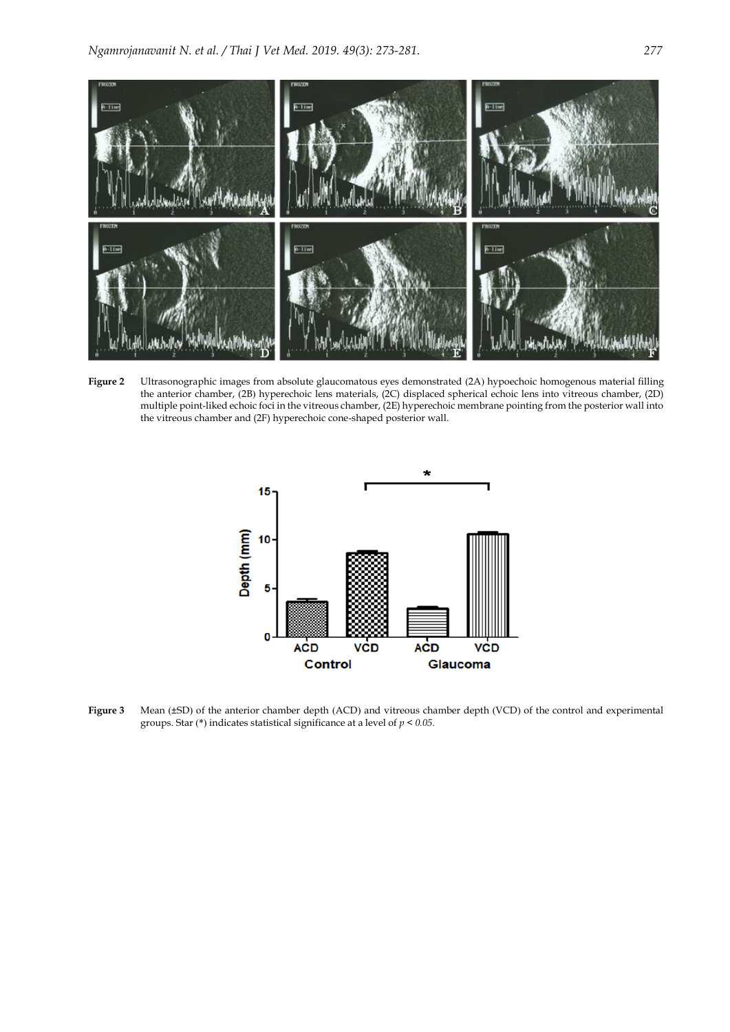**Figure 2** Ultrasonographic images from absolute glaucomatous eyes demonstrated (2A) hypoechoic homogenous material filling the anterior chamber, (2B) hyperechoic lens materials, (2C) displaced spherical echoic lens into vitreous chamber, (2D) multiple point-liked echoic foci in the vitreous chamber, (2E) hyperechoic membrane pointing from the posterior wall into the vitreous chamber and (2F) hyperechoic cone-shaped posterior wall.

**Figure 3** Mean (±SD) of the anterior chamber depth (ACD) and vitreous chamber depth (VCD) of the control and experimental groups. Star (*) indicates statistical significance at a level of $p < 0.05$.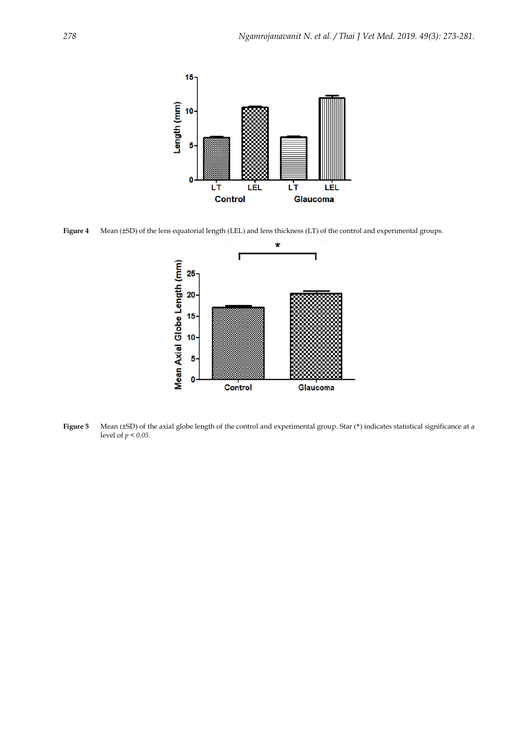Figure 4 Mean (±SD) of the lens equatorial length (LEL) and lens thickness (LT) of the control and experimental groups.

Figure 5 Mean (±SD) of the axial globe length of the control and experimental group. Star (*) indicates statistical significance at a level of $p < 0.05$.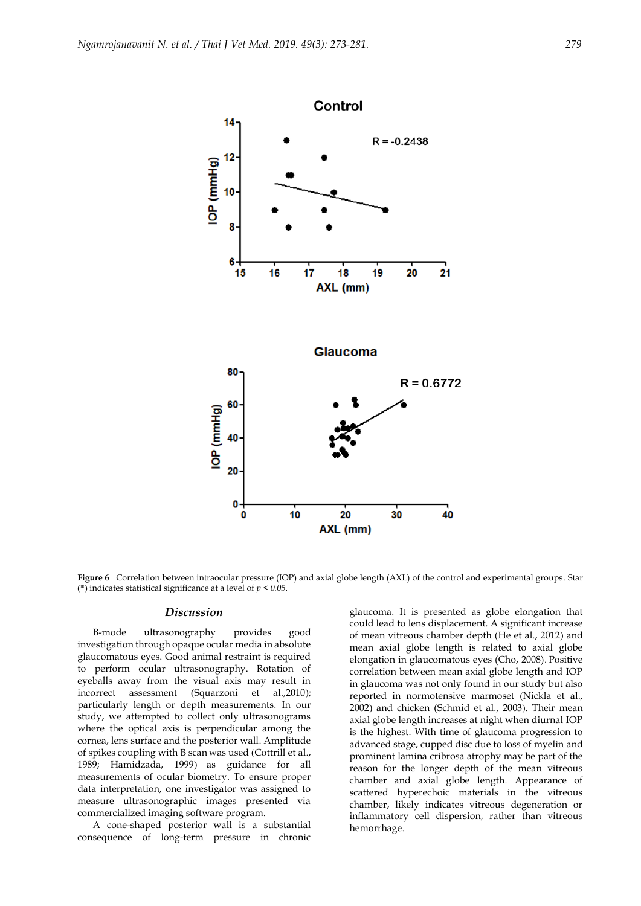Figure 6 Correlation between intraocular pressure (IOP) and axial globe length (AXL) of the control and experimental groups. Star (*) indicates statistical significance at a level of $p < 0.05$.

## Discussion

B-mode ultrasonography provides good investigation through opaque ocular media in absolute glaucomatous eyes. Good animal restraint is required to perform ocular ultrasonography. Rotation of eyeballs away from the visual axis may result in incorrect assessment (Squarzoni et al.,2010); particularly length or depth measurements. In our study, we attempted to collect only ultrasonograms where the optical axis is perpendicular among the cornea, lens surface and the posterior wall. Amplitude of spikes coupling with B scan was used (Cottrill et al., 1989; Hamidzada, 1999) as guidance for all measurements of ocular biometry. To ensure proper data interpretation, one investigator was assigned to measure ultrasonographic images presented via commercialized imaging software program.

A cone-shaped posterior wall is a substantial consequence of long-term pressure in chronic glaucoma. It is presented as globe elongation that could lead to lens displacement. A significant increase of mean vitreous chamber depth (He et al., 2012) and mean axial globe length is related to axial globe elongation in glaucomatous eyes (Cho, 2008). Positive correlation between mean axial globe length and IOP in glaucoma was not only found in our study but also reported in normotensive marmoset (Nickla et al., 2002) and chicken (Schmid et al., 2003). Their mean axial globe length increases at night when diurnal IOP is the highest. With time of glaucoma progression to advanced stage, cupped disc due to loss of myelin and prominent lamina cribrosa atrophy may be part of the reason for the longer depth of the mean vitreous chamber and axial globe length. Appearance of scattered hyperechoic materials in the vitreous chamber, likely indicates vitreous degeneration or inflammatory cell dispersion, rather than vitreous hemorrhage.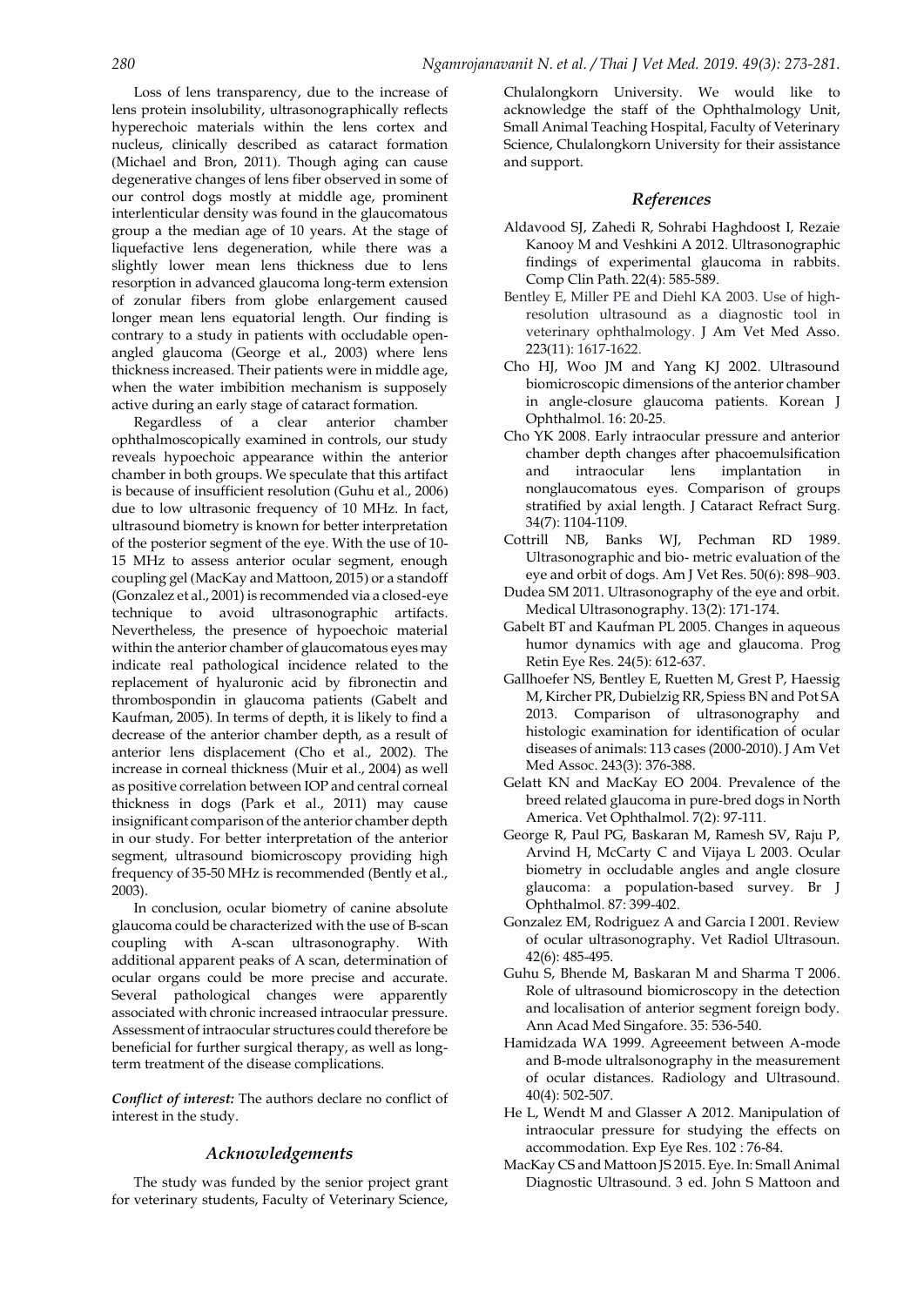Loss of lens transparency, due to the increase of lens protein insolubility, ultrasonographically reflects hyperechoic materials within the lens cortex and nucleus, clinically described as cataract formation (Michael and Bron, 2011). Though aging can cause degenerative changes of lens fiber observed in some of our control dogs mostly at middle age, prominent interlenticular density was found in the glaucomatous group a the median age of 10 years. At the stage of liquefactive lens degeneration, while there was a slightly lower mean lens thickness due to lens resorption in advanced glaucoma long-term extension of zonular fibers from globe enlargement caused longer mean lens equatorial length. Our finding is contrary to a study in patients with occludable open-angled glaucoma (George et al., 2003) where lens thickness increased. Their patients were in middle age, when the water imbibition mechanism is supposely active during an early stage of cataract formation.

Regardless of a clear anterior chamber ophthalmoscopically examined in controls, our study reveals hypoechoic appearance within the anterior chamber in both groups. We speculate that this artifact is because of insufficient resolution (Guhu et al., 2006) due to low ultrasonic frequency of 10 MHz. In fact, ultrasound biometry is known for better interpretation of the posterior segment of the eye. With the use of 10-15 MHz to assess anterior ocular segment, enough coupling gel (MacKay and Mattoon, 2015) or a standoff (Gonzalez et al., 2001) is recommended via a closed-eye technique to avoid ultrasonographic artifacts. Nevertheless, the presence of hypoechoic material within the anterior chamber of glaucomatous eyes may indicate real pathological incidence related to the replacement of hyaluronic acid by fibronectin and thrombospondin in glaucoma patients (Gabelt and Kaufman, 2005). In terms of depth, it is likely to find a decrease of the anterior chamber depth, as a result of anterior lens displacement (Cho et al., 2002). The increase in corneal thickness (Muir et al., 2004) as well as positive correlation between IOP and central corneal thickness in dogs (Park et al., 2011) may cause insignificant comparison of the anterior chamber depth in our study. For better interpretation of the anterior segment, ultrasound biomicroscopy providing high frequency of 35-50 MHz is recommended (Bently et al., 2003).

In conclusion, ocular biometry of canine absolute glaucoma could be characterized with the use of B-scan coupling with A-scan ultrasonography. With additional apparent peaks of A scan, determination of ocular organs could be more precise and accurate. Several pathological changes were apparently associated with chronic increased intraocular pressure. Assessment of intraocular structures could therefore be beneficial for further surgical therapy, as well as long-term treatment of the disease complications.

***Conflict of interest:*** The authors declare no conflict of interest in the study.

## *Acknowledgements*

The study was funded by the senior project grant for veterinary students, Faculty of Veterinary Science, Chulalongkorn University. We would like to acknowledge the staff of the Ophthalmology Unit, Small Animal Teaching Hospital, Faculty of Veterinary Science, Chulalongkorn University for their assistance and support.

## *References*

Aldavood SJ, Zahedi R, Sohrabi Haghdoost I, Rezaie Kanooy M and Veshkini A 2012. Ultrasonographic findings of experimental glaucoma in rabbits. Comp Clin Path. 22(4): 585-589.

Bentley E, Miller PE and Diehl KA 2003. Use of high-resolution ultrasound as a diagnostic tool in veterinary ophthalmology. J Am Vet Med Asso. 223(11): 1617-1622.

Cho HJ, Woo JM and Yang KJ 2002. Ultrasound biomicroscopic dimensions of the anterior chamber in angle-closure glaucoma patients. Korean J Ophthalmol. 16: 20-25.

Cho YK 2008. Early intraocular pressure and anterior chamber depth changes after phacoemulsification and intraocular lens implantation in nonglaucomatous eyes. Comparison of groups stratified by axial length. J Cataract Refract Surg. 34(7): 1104-1109.

Cottrill NB, Banks WJ, Pechman RD 1989. Ultrasonographic and bio- metric evaluation of the eye and orbit of dogs. Am J Vet Res. 50(6): 898–903.

Dudea SM 2011. Ultrasonography of the eye and orbit. Medical Ultrasonography. 13(2): 171-174.

Gabelt BT and Kaufman PL 2005. Changes in aqueous humor dynamics with age and glaucoma. Prog Retin Eye Res. 24(5): 612-637.

Gallhoefer NS, Bentley E, Ruetten M, Grest P, Haessig M, Kircher PR, Dubielzig RR, Spiess BN and Pot SA 2013. Comparison of ultrasonography and histologic examination for identification of ocular diseases of animals: 113 cases (2000-2010). J Am Vet Med Assoc. 243(3): 376-388.

Gelatt KN and MacKay EO 2004. Prevalence of the breed related glaucoma in pure-bred dogs in North America. Vet Ophthalmol. 7(2): 97-111.

George R, Paul PG, Baskaran M, Ramesh SV, Raju P, Arvind H, McCarty C and Vijaya L 2003. Ocular biometry in occludable angles and angle closure glaucoma: a population-based survey. Br J Ophthalmol. 87: 399-402.

Gonzalez EM, Rodriguez A and Garcia I 2001. Review of ocular ultrasonography. Vet Radiol Ultrasoun. 42(6): 485-495.

Guhu S, Bhende M, Baskaran M and Sharma T 2006. Role of ultrasound biomicroscopy in the detection and localisation of anterior segment foreign body. Ann Acad Med Singafore. 35: 536-540.

Hamidzada WA 1999. Agreeement between A-mode and B-mode ultralsonography in the measurement of ocular distances. Radiology and Ultrasound. 40(4): 502-507.

He L, Wendt M and Glasser A 2012. Manipulation of intraocular pressure for studying the effects on accommodation. Exp Eye Res. 102 : 76-84.

MacKay CS and Mattoon JS 2015. Eye. In: Small Animal Diagnostic Ultrasound. 3 ed. John S Mattoon and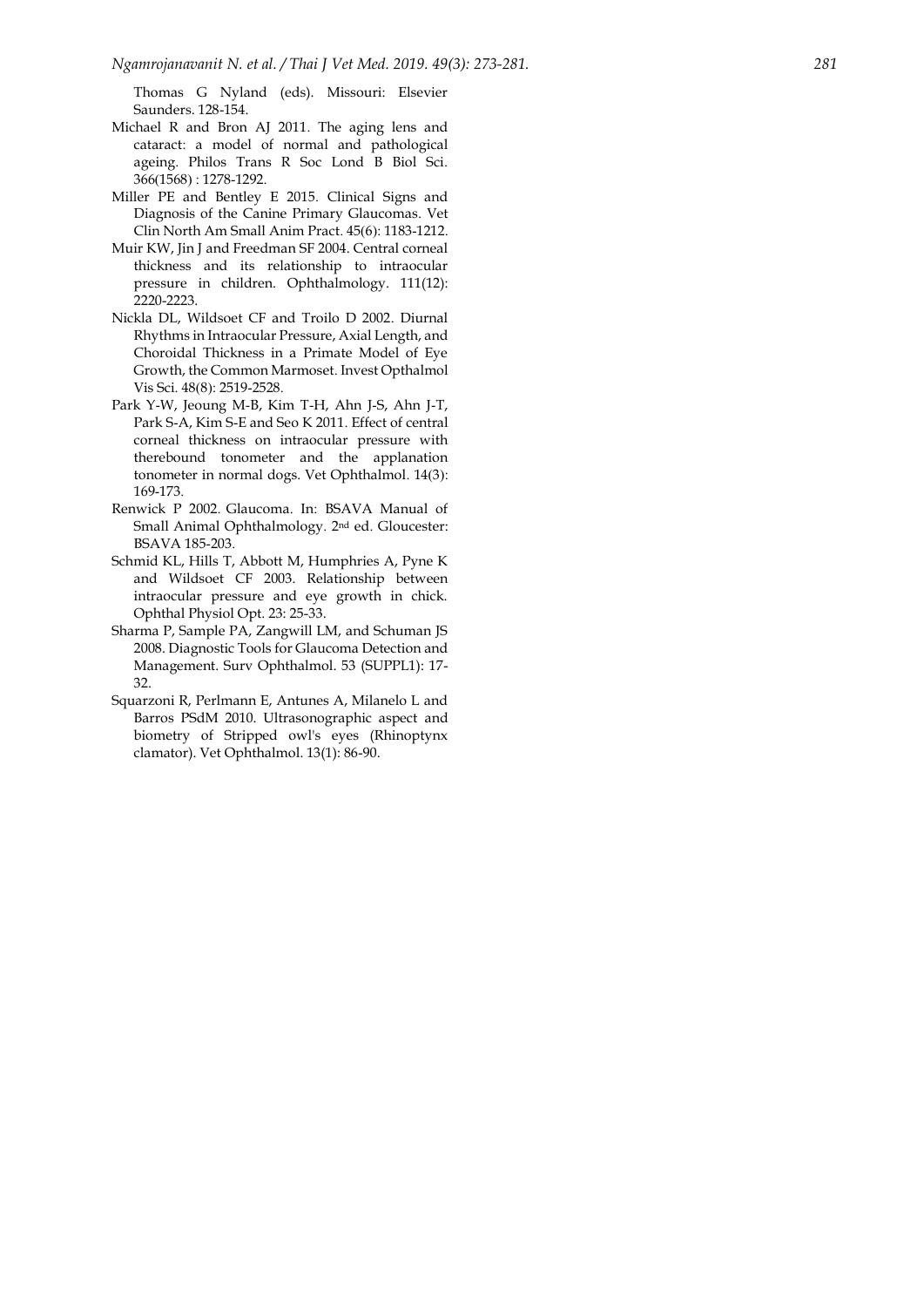Thomas G Nyland (eds). Missouri: Elsevier Saunders. 128-154.

Michael R and Bron AJ 2011. The aging lens and cataract: a model of normal and pathological ageing. Philos Trans R Soc Lond B Biol Sci. 366(1568) : 1278-1292.

Miller PE and Bentley E 2015. Clinical Signs and Diagnosis of the Canine Primary Glaucomas. Vet Clin North Am Small Anim Pract. 45(6): 1183-1212.

Muir KW, Jin J and Freedman SF 2004. Central corneal thickness and its relationship to intraocular pressure in children. Ophthalmology. 111(12): 2220-2223.

Nickla DL, Wildsoet CF and Troilo D 2002. Diurnal Rhythms in Intraocular Pressure, Axial Length, and Choroidal Thickness in a Primate Model of Eye Growth, the Common Marmoset. Invest Opthalmol Vis Sci. 48(8): 2519-2528.

Park Y-W, Jeoung M-B, Kim T-H, Ahn J-S, Ahn J-T, Park S-A, Kim S-E and Seo K 2011. Effect of central corneal thickness on intraocular pressure with therebound tonometer and the applanation tonometer in normal dogs. Vet Ophthalmol. 14(3): 169-173.

Renwick P 2002. Glaucoma. In: BSAVA Manual of Small Animal Ophthalmology. 2nd ed. Gloucester: BSAVA 185-203.

Schmid KL, Hills T, Abbott M, Humphries A, Pyne K and Wildsoet CF 2003. Relationship between intraocular pressure and eye growth in chick. Ophthal Physiol Opt. 23: 25-33.

Sharma P, Sample PA, Zangwill LM, and Schuman JS 2008. Diagnostic Tools for Glaucoma Detection and Management. Surv Ophthalmol. 53 (SUPPL1): 17-32.

Squarzoni R, Perlmann E, Antunes A, Milanelo L and Barros PSdM 2010. Ultrasonographic aspect and biometry of Stripped owl's eyes (Rhinoptynx clamator). Vet Ophthalmol. 13(1): 86-90.